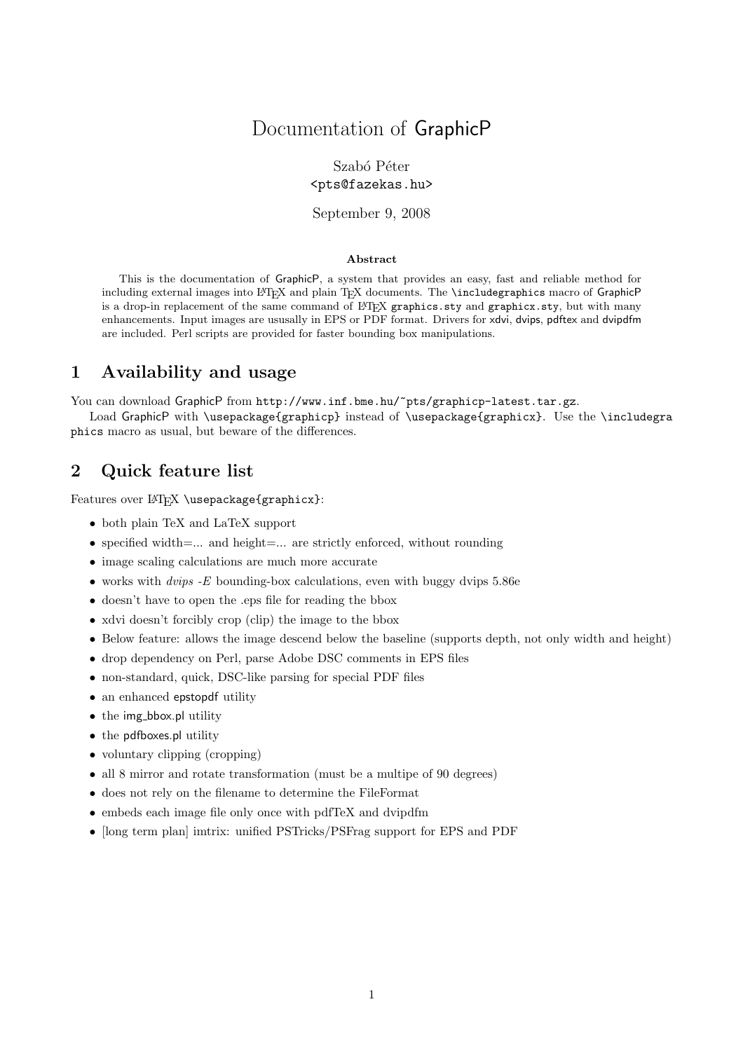# Documentation of GraphicP

Szabó Péter
<pts@fazekas.hu>

September 9, 2008

**Abstract**

This is the documentation of GraphicP, a system that provides an easy, fast and reliable method for including external images into LaTeX and plain TeX documents. The `\includegraphics` macro of GraphicP is a drop-in replacement of the same command of LaTeX `graphics.sty` and `graphicx.sty`, but with many enhancements. Input images are ususally in EPS or PDF format. Drivers for xdvi, dvips, pdftex and dvipdfm are included. Perl scripts are provided for faster bounding box manipulations.

## 1 Availability and usage

You can download GraphicP from `http://www.inf.bme.hu/~pts/graphicp-latest.tar.gz`.

Load GraphicP with `\usepackage{graphicp}` instead of `\usepackage{graphicx}`. Use the `\includegraphics` macro as usual, but beware of the differences.

## 2 Quick feature list

Features over LaTeX `\usepackage{graphicx}`:

- both plain TeX and LaTeX support
- specified width=... and height=... are strictly enforced, without rounding
- image scaling calculations are much more accurate
- works with *dvips -E* bounding-box calculations, even with buggy dvips 5.86e
- doesn't have to open the .eps file for reading the bbox
- xdvi doesn't forcibly crop (clip) the image to the bbox
- Below feature: allows the image descend below the baseline (supports depth, not only width and height)
- drop dependency on Perl, parse Adobe DSC comments in EPS files
- non-standard, quick, DSC-like parsing for special PDF files
- an enhanced epstopdf utility
- the img_bbox.pl utility
- the pdfboxes.pl utility
- voluntary clipping (cropping)
- all 8 mirror and rotate transformation (must be a multipe of 90 degrees)
- does not rely on the filename to determine the FileFormat
- embeds each image file only once with pdfTeX and dvipdfm
- [long term plan] imtrix: unified PSTricks/PSFrag support for EPS and PDF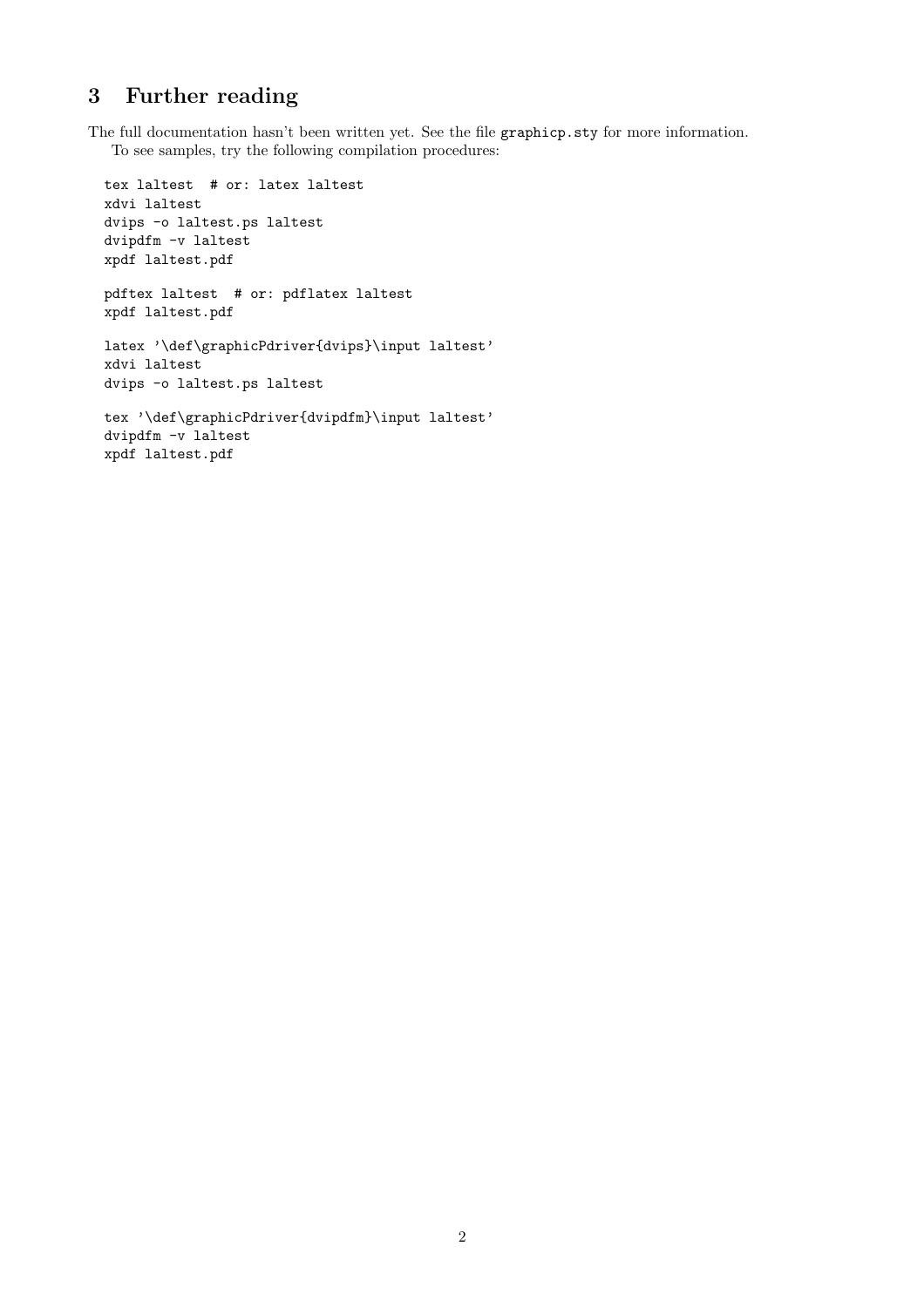## 3 Further reading

The full documentation hasn't been written yet. See the file `graphicp.sty` for more information.

To see samples, try the following compilation procedures:

```
tex laltest  # or: latex laltest
xdvi laltest
dvips -o laltest.ps laltest
dvipdfm -v laltest
xpdf laltest.pdf

pdftex laltest  # or: pdflatex laltest
xpdf laltest.pdf

latex '\def\graphicPdriver{dvips}\input laltest'
xdvi laltest
dvips -o laltest.ps laltest

tex '\def\graphicPdriver{dvipdfm}\input laltest'
dvipdfm -v laltest
xpdf laltest.pdf
```